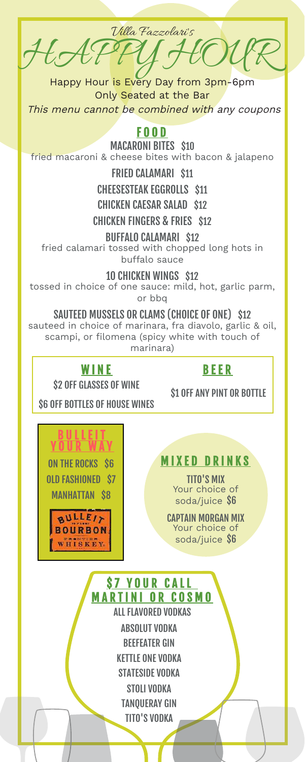Villa Fazzolari's

# HAPPY HOUR

Happy Hour is Every Day from 3pm-6pm
Only Seated at the Bar
*This menu cannot be combined with any coupons*

## FOOD

**MACARONI BITES $10**
fried macaroni & cheese bites with bacon & jalapeno

**FRIED CALAMARI $11**

**CHEESESTEAK EGGROLLS $11**

**CHICKEN CAESAR SALAD $12**

**CHICKEN FINGERS & FRIES $12**

**BUFFALO CALAMARI $12**
fried calamari tossed with chopped long hots in buffalo sauce

**10 CHICKEN WINGS $12**
tossed in choice of one sauce: mild, hot, garlic parm, or bbq

**SAUTEED MUSSELS OR CLAMS (CHOICE OF ONE) $12**
sauteed in choice of marinara, fra diavolo, garlic & oil, scampi, or filomena (spicy white with touch of marinara)

## WINE

$2 OFF GLASSES OF WINE

$6 OFF BOTTLES OF HOUSE WINES

## BEER

$1 OFF ANY PINT OR BOTTLE

## BULLEIT YOUR WAY

ON THE ROCKS $6

OLD FASHIONED $7

MANHATTAN $8

BULLEIT BOURBON FRONTIER WHISKEY

## MIXED DRINKS

**TITO'S MIX**
Your choice of soda/juice $6

**CAPTAIN MORGAN MIX**
Your choice of soda/juice $6

## $7 YOUR CALL MARTINI OR COSMO

ALL FLAVORED VODKAS

ABSOLUT VODKA

BEEFEATER GIN

KETTLE ONE VODKA

STATESIDE VODKA

STOLI VODKA

TANQUERAY GIN

TITO'S VODKA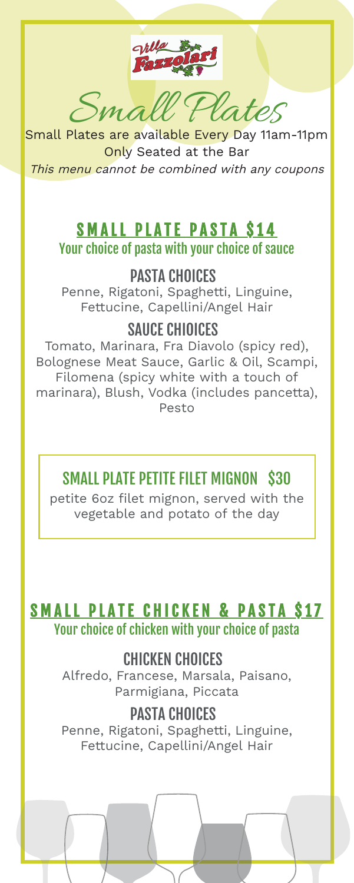Villa Fazzolari

# Small Plates

Small Plates are available Every Day 11am-11pm
Only Seated at the Bar
*This menu cannot be combined with any coupons*

## SMALL PLATE PASTA $14

Your choice of pasta with your choice of sauce

### PASTA CHOICES

Penne, Rigatoni, Spaghetti, Linguine, Fettucine, Capellini/Angel Hair

### SAUCE CHIOICES

Tomato, Marinara, Fra Diavolo (spicy red), Bolognese Meat Sauce, Garlic & Oil, Scampi, Filomena (spicy white with a touch of marinara), Blush, Vodka (includes pancetta), Pesto

## SMALL PLATE PETITE FILET MIGNON $30

petite 6oz filet mignon, served with the vegetable and potato of the day

## SMALL PLATE CHICKEN & PASTA $17

Your choice of chicken with your choice of pasta

### CHICKEN CHOICES

Alfredo, Francese, Marsala, Paisano, Parmigiana, Piccata

### PASTA CHOICES

Penne, Rigatoni, Spaghetti, Linguine, Fettucine, Capellini/Angel Hair